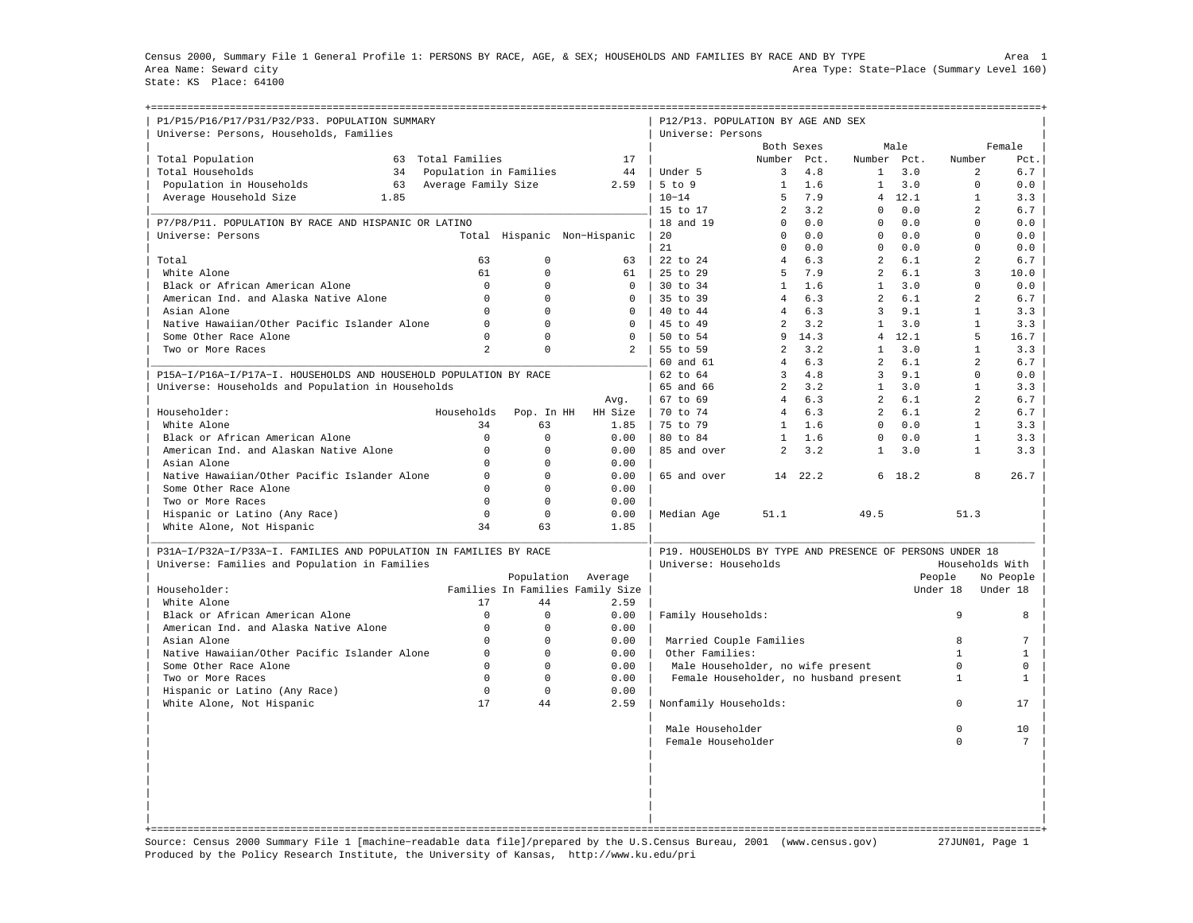Census 2000, Summary File 1 General Profile 1: PERSONS BY RACE, AGE, & SEX; HOUSEHOLDS AND FAMILIES BY RACE AND BY TYPE

Area 1

Area Name: Seward city

Area Type: State-Place (Summary Level 160)

State: KS Place: 64100

## P1/P15/P16/P17/P31/P32/P33. POPULATION SUMMARY

Universe: Persons, Households, Families

| | | | |
|---|---|---|---|
| Total Population | 63 | Total Families | 17 |
| Total Households | 34 | Population in Families | 44 |
| Population in Households | 63 | Average Family Size | 2.59 |
| Average Household Size | 1.85 | | |

## P7/P8/P11. POPULATION BY RACE AND HISPANIC OR LATINO

Universe: Persons

| | Total | Hispanic | Non-Hispanic |
|---|---|---|---|
| Total | 63 | 0 | 63 |
| White Alone | 61 | 0 | 61 |
| Black or African American Alone | 0 | 0 | 0 |
| American Ind. and Alaska Native Alone | 0 | 0 | 0 |
| Asian Alone | 0 | 0 | 0 |
| Native Hawaiian/Other Pacific Islander Alone | 0 | 0 | 0 |
| Some Other Race Alone | 0 | 0 | 0 |
| Two or More Races | 2 | 0 | 2 |

## P15A-I/P16A-I/P17A-I. HOUSEHOLDS AND HOUSEHOLD POPULATION BY RACE

Universe: Households and Population in Households

| Householder: | Households | Pop. In HH | Avg. HH Size |
|---|---|---|---|
| White Alone | 34 | 63 | 1.85 |
| Black or African American Alone | 0 | 0 | 0.00 |
| American Ind. and Alaskan Native Alone | 0 | 0 | 0.00 |
| Asian Alone | 0 | 0 | 0.00 |
| Native Hawaiian/Other Pacific Islander Alone | 0 | 0 | 0.00 |
| Some Other Race Alone | 0 | 0 | 0.00 |
| Two or More Races | 0 | 0 | 0.00 |
| Hispanic or Latino (Any Race) | 0 | 0 | 0.00 |
| White Alone, Not Hispanic | 34 | 63 | 1.85 |

## P31A-I/P32A-I/P33A-I. FAMILIES AND POPULATION IN FAMILIES BY RACE

Universe: Families and Population in Families

| Householder: | Families | Population In Families | Average Family Size |
|---|---|---|---|
| White Alone | 17 | 44 | 2.59 |
| Black or African American Alone | 0 | 0 | 0.00 |
| American Ind. and Alaska Native Alone | 0 | 0 | 0.00 |
| Asian Alone | 0 | 0 | 0.00 |
| Native Hawaiian/Other Pacific Islander Alone | 0 | 0 | 0.00 |
| Some Other Race Alone | 0 | 0 | 0.00 |
| Two or More Races | 0 | 0 | 0.00 |
| Hispanic or Latino (Any Race) | 0 | 0 | 0.00 |
| White Alone, Not Hispanic | 17 | 44 | 2.59 |

## P12/P13. POPULATION BY AGE AND SEX

Universe: Persons

| | Both Sexes Number | Both Sexes Pct. | Male Number | Male Pct. | Female Number | Female Pct. |
|---|---|---|---|---|---|---|
| Under 5 | 3 | 4.8 | 1 | 3.0 | 2 | 6.7 |
| 5 to 9 | 1 | 1.6 | 1 | 3.0 | 0 | 0.0 |
| 10-14 | 5 | 7.9 | 4 | 12.1 | 1 | 3.3 |
| 15 to 17 | 2 | 3.2 | 0 | 0.0 | 2 | 6.7 |
| 18 and 19 | 0 | 0.0 | 0 | 0.0 | 0 | 0.0 |
| 20 | 0 | 0.0 | 0 | 0.0 | 0 | 0.0 |
| 21 | 0 | 0.0 | 0 | 0.0 | 0 | 0.0 |
| 22 to 24 | 4 | 6.3 | 2 | 6.1 | 2 | 6.7 |
| 25 to 29 | 5 | 7.9 | 2 | 6.1 | 3 | 10.0 |
| 30 to 34 | 1 | 1.6 | 1 | 3.0 | 0 | 0.0 |
| 35 to 39 | 4 | 6.3 | 2 | 6.1 | 2 | 6.7 |
| 40 to 44 | 4 | 6.3 | 3 | 9.1 | 1 | 3.3 |
| 45 to 49 | 2 | 3.2 | 1 | 3.0 | 1 | 3.3 |
| 50 to 54 | 9 | 14.3 | 4 | 12.1 | 5 | 16.7 |
| 55 to 59 | 2 | 3.2 | 1 | 3.0 | 1 | 3.3 |
| 60 and 61 | 4 | 6.3 | 2 | 6.1 | 2 | 6.7 |
| 62 to 64 | 3 | 4.8 | 3 | 9.1 | 0 | 0.0 |
| 65 and 66 | 2 | 3.2 | 1 | 3.0 | 1 | 3.3 |
| 67 to 69 | 4 | 6.3 | 2 | 6.1 | 2 | 6.7 |
| 70 to 74 | 4 | 6.3 | 2 | 6.1 | 2 | 6.7 |
| 75 to 79 | 1 | 1.6 | 0 | 0.0 | 1 | 3.3 |
| 80 to 84 | 1 | 1.6 | 0 | 0.0 | 1 | 3.3 |
| 85 and over | 2 | 3.2 | 1 | 3.0 | 1 | 3.3 |
| 65 and over | 14 | 22.2 | 6 | 18.2 | 8 | 26.7 |
| Median Age | 51.1 | | 49.5 | | 51.3 | |

## P19. HOUSEHOLDS BY TYPE AND PRESENCE OF PERSONS UNDER 18

Universe: Households

| | Households With People Under 18 | Households With No People Under 18 |
|---|---|---|
| Family Households: | 9 | 8 |
| Married Couple Families | 8 | 7 |
| Other Families: | 1 | 1 |
| Male Householder, no wife present | 0 | 0 |
| Female Householder, no husband present | 1 | 1 |
| Nonfamily Households: | 0 | 17 |
| Male Householder | 0 | 10 |
| Female Householder | 0 | 7 |

Source: Census 2000 Summary File 1 [machine-readable data file]/prepared by the U.S.Census Bureau, 2001 (www.census.gov) 27JUN01, Page 1

Produced by the Policy Research Institute, the University of Kansas, http://www.ku.edu/pri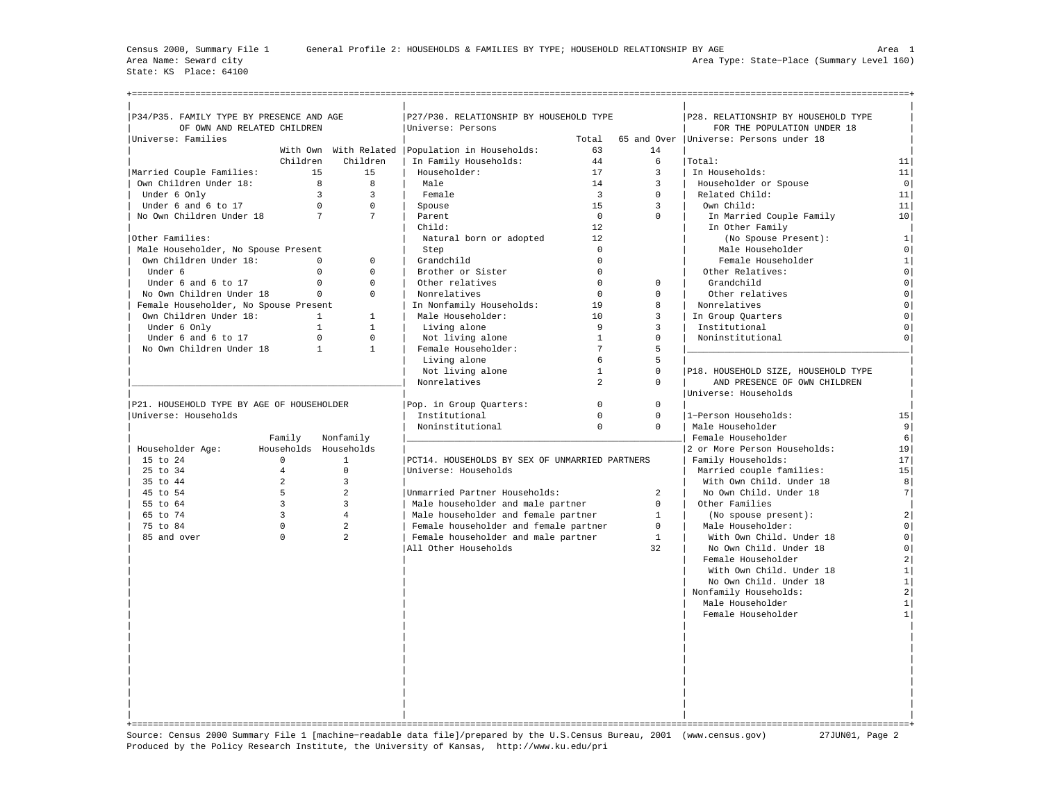Census 2000, Summary File 1 General Profile 2: HOUSEHOLDS & FAMILIES BY TYPE; HOUSEHOLD RELATIONSHIP BY AGE Area 1
Area Name: Seward city Area Type: State-Place (Summary Level 160)
State: KS Place: 64100

## P34/P35. FAMILY TYPE BY PRESENCE AND AGE OF OWN AND RELATED CHILDREN

Universe: Families

| | With Own Children | With Related Children |
|---|---|---|
| Married Couple Families: | 15 | 15 |
| Own Children Under 18: | 8 | 8 |
| Under 6 Only | 3 | 3 |
| Under 6 and 6 to 17 | 0 | 0 |
| No Own Children Under 18 | 7 | 7 |
| Other Families: | | |
| Male Householder, No Spouse Present | | |
| Own Children Under 18: | 0 | 0 |
| Under 6 | 0 | 0 |
| Under 6 and 6 to 17 | 0 | 0 |
| No Own Children Under 18 | 0 | 0 |
| Female Householder, No Spouse Present | | |
| Own Children Under 18: | 1 | 1 |
| Under 6 Only | 1 | 1 |
| Under 6 and 6 to 17 | 0 | 0 |
| No Own Children Under 18 | 1 | 1 |

## P21. HOUSEHOLD TYPE BY AGE OF HOUSEHOLDER

Universe: Households

| Householder Age: | Family Households | Nonfamily Households |
|---|---|---|
| 15 to 24 | 0 | 1 |
| 25 to 34 | 4 | 0 |
| 35 to 44 | 2 | 3 |
| 45 to 54 | 5 | 2 |
| 55 to 64 | 3 | 3 |
| 65 to 74 | 3 | 4 |
| 75 to 84 | 0 | 2 |
| 85 and over | 0 | 2 |

## P27/P30. RELATIONSHIP BY HOUSEHOLD TYPE

Universe: Persons

| | Total | 65 and Over |
|---|---|---|
| Population in Households: | 63 | 14 |
| In Family Households: | 44 | 6 |
| Householder: | 17 | 3 |
| Male | 14 | 3 |
| Female | 3 | 0 |
| Spouse | 15 | 3 |
| Parent | 0 | 0 |
| Child: | 12 | |
| Natural born or adopted | 12 | |
| Step | 0 | |
| Grandchild | 0 | |
| Brother or Sister | 0 | |
| Other relatives | 0 | 0 |
| Nonrelatives | 0 | 0 |
| In Nonfamily Households: | 19 | 8 |
| Male Householder: | 10 | 3 |
| Living alone | 9 | 3 |
| Not living alone | 1 | 0 |
| Female Householder: | 7 | 5 |
| Living alone | 6 | 5 |
| Not living alone | 1 | 0 |
| Nonrelatives | 2 | 0 |
| Pop. in Group Quarters: | 0 | 0 |
| Institutional | 0 | 0 |
| Noninstitutional | 0 | 0 |

## PCT14. HOUSEHOLDS BY SEX OF UNMARRIED PARTNERS

Universe: Households

| | |
|---|---|
| Unmarried Partner Households: | 2 |
| Male householder and male partner | 0 |
| Male householder and female partner | 1 |
| Female householder and female partner | 0 |
| Female householder and male partner | 1 |
| All Other Households | 32 |

## P28. RELATIONSHIP BY HOUSEHOLD TYPE FOR THE POPULATION UNDER 18

Universe: Persons under 18

| | |
|---|---|
| Total: | 11 |
| In Households: | 11 |
| Householder or Spouse | 0 |
| Related Child: | 11 |
| Own Child: | 11 |
| In Married Couple Family | 10 |
| In Other Family (No Spouse Present): | 1 |
| Male Householder | 0 |
| Female Householder | 1 |
| Other Relatives: | 0 |
| Grandchild | 0 |
| Other relatives | 0 |
| Nonrelatives | 0 |
| In Group Quarters | 0 |
| Institutional | 0 |
| Noninstitutional | 0 |

## P18. HOUSEHOLD SIZE, HOUSEHOLD TYPE AND PRESENCE OF OWN CHILDREN

Universe: Households

| | |
|---|---|
| 1-Person Households: | 15 |
| Male Householder | 9 |
| Female Householder | 6 |
| 2 or More Person Households: | 19 |
| Family Households: | 17 |
| Married couple families: | 15 |
| With Own Child. Under 18 | 8 |
| No Own Child. Under 18 | 7 |
| Other Families (No spouse present): | 2 |
| Male Householder: | 0 |
| With Own Child. Under 18 | 0 |
| No Own Child. Under 18 | 0 |
| Female Householder | 2 |
| With Own Child. Under 18 | 1 |
| No Own Child. Under 18 | 1 |
| Nonfamily Households: | 2 |
| Male Householder | 1 |
| Female Householder | 1 |

Source: Census 2000 Summary File 1 [machine-readable data file]/prepared by the U.S.Census Bureau, 2001 (www.census.gov) 27JUN01
Produced by the Policy Research Institute, the University of Kansas, http://www.ku.edu/pri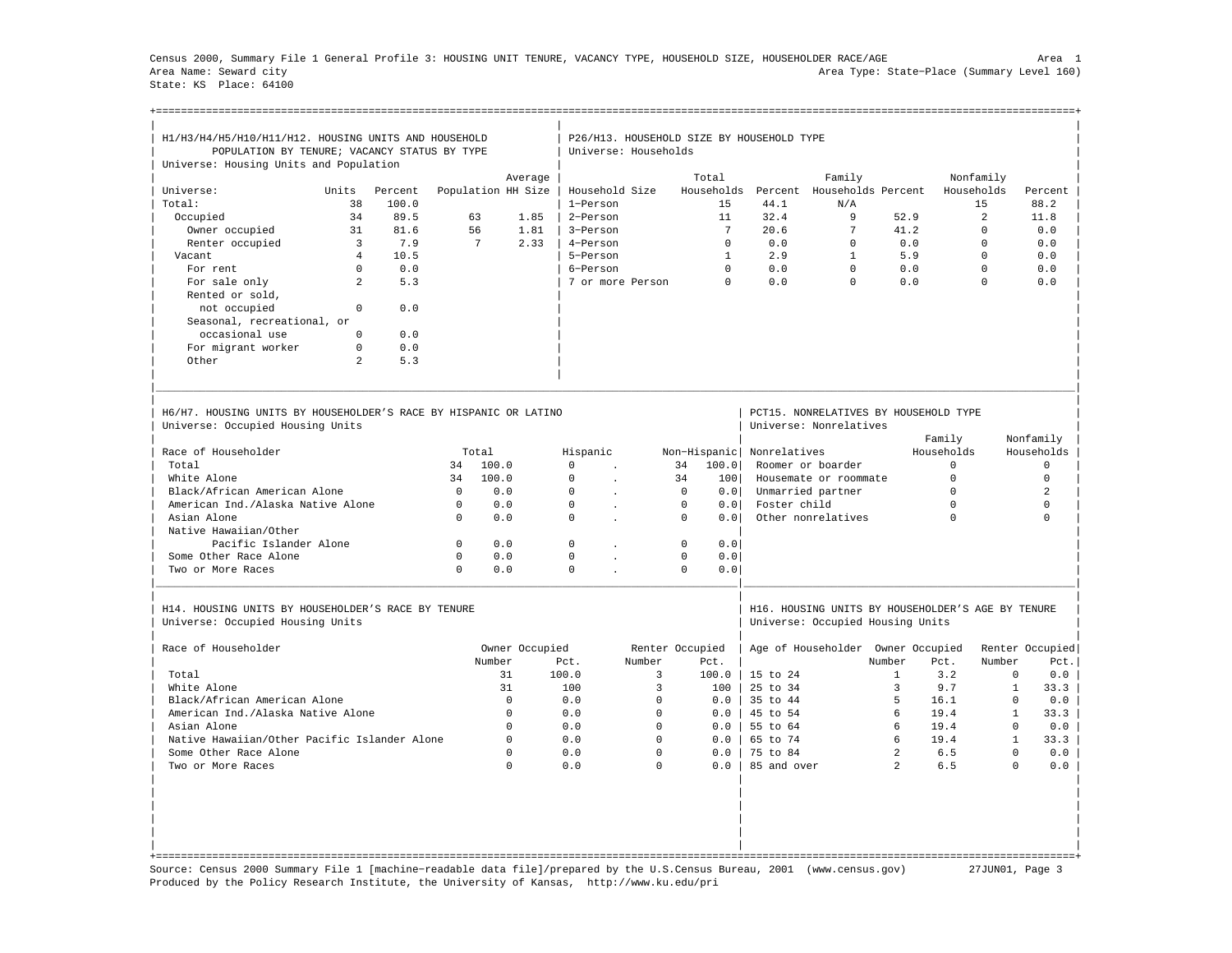Census 2000, Summary File 1 General Profile 3: HOUSING UNIT TENURE, VACANCY TYPE, HOUSEHOLD SIZE, HOUSEHOLDER RACE/AGE

Area Name: Seward city
State: KS Place: 64100

Area Type: State-Place (Summary Level 160)

## H1/H3/H4/H5/H10/H11/H12. HOUSING UNITS AND HOUSEHOLD POPULATION BY TENURE; VACANCY STATUS BY TYPE

Universe: Housing Units and Population

| Universe: | Units | Percent | Population | Average HH Size |
|---|---|---|---|---|
| Total: | 38 | 100.0 | | |
| Occupied | 34 | 89.5 | 63 | 1.85 |
| Owner occupied | 31 | 81.6 | 56 | 1.81 |
| Renter occupied | 3 | 7.9 | 7 | 2.33 |
| Vacant | 4 | 10.5 | | |
| For rent | 0 | 0.0 | | |
| For sale only | 2 | 5.3 | | |
| Rented or sold, not occupied | 0 | 0.0 | | |
| Seasonal, recreational, or occasional use | 0 | 0.0 | | |
| For migrant worker | 0 | 0.0 | | |
| Other | 2 | 5.3 | | |

## P26/H13. HOUSEHOLD SIZE BY HOUSEHOLD TYPE

Universe: Households

| Household Size | Total Households | Percent | Family Households | Percent | Nonfamily Households | Percent |
|---|---|---|---|---|---|---|
| 1-Person | 15 | 44.1 | N/A | | 15 | 88.2 |
| 2-Person | 11 | 32.4 | 9 | 52.9 | 2 | 11.8 |
| 3-Person | 7 | 20.6 | 7 | 41.2 | 0 | 0.0 |
| 4-Person | 0 | 0.0 | 0 | 0.0 | 0 | 0.0 |
| 5-Person | 1 | 2.9 | 1 | 5.9 | 0 | 0.0 |
| 6-Person | 0 | 0.0 | 0 | 0.0 | 0 | 0.0 |
| 7 or more Person | 0 | 0.0 | 0 | 0.0 | 0 | 0.0 |

## H6/H7. HOUSING UNITS BY HOUSEHOLDER'S RACE BY HISPANIC OR LATINO

Universe: Occupied Housing Units

| Race of Householder | Total | | Hispanic | | Non-Hispanic | |
|---|---|---|---|---|---|---|
| Total | 34 | 100.0 | 0 | . | 34 | 100.0 |
| White Alone | 34 | 100.0 | 0 | . | 34 | 100 |
| Black/African American Alone | 0 | 0.0 | 0 | . | 0 | 0.0 |
| American Ind./Alaska Native Alone | 0 | 0.0 | 0 | . | 0 | 0.0 |
| Asian Alone | 0 | 0.0 | 0 | . | 0 | 0.0 |
| Native Hawaiian/Other Pacific Islander Alone | 0 | 0.0 | 0 | . | 0 | 0.0 |
| Some Other Race Alone | 0 | 0.0 | 0 | . | 0 | 0.0 |
| Two or More Races | 0 | 0.0 | 0 | . | 0 | 0.0 |

## PCT15. NONRELATIVES BY HOUSEHOLD TYPE

Universe: Nonrelatives

| Nonrelatives | Family Households | Nonfamily Households |
|---|---|---|
| Roomer or boarder | 0 | 0 |
| Housemate or roommate | 0 | 0 |
| Unmarried partner | 0 | 2 |
| Foster child | 0 | 0 |
| Other nonrelatives | 0 | 0 |

## H14. HOUSING UNITS BY HOUSEHOLDER'S RACE BY TENURE

Universe: Occupied Housing Units

| Race of Householder | Owner Occupied Number | Owner Occupied Pct. | Renter Occupied Number | Renter Occupied Pct. |
|---|---|---|---|---|
| Total | 31 | 100.0 | 3 | 100.0 |
| White Alone | 31 | 100 | 3 | 100 |
| Black/African American Alone | 0 | 0.0 | 0 | 0.0 |
| American Ind./Alaska Native Alone | 0 | 0.0 | 0 | 0.0 |
| Asian Alone | 0 | 0.0 | 0 | 0.0 |
| Native Hawaiian/Other Pacific Islander Alone | 0 | 0.0 | 0 | 0.0 |
| Some Other Race Alone | 0 | 0.0 | 0 | 0.0 |
| Two or More Races | 0 | 0.0 | 0 | 0.0 |

## H16. HOUSING UNITS BY HOUSEHOLDER'S AGE BY TENURE

Universe: Occupied Housing Units

| Age of Householder | Owner Occupied Number | Owner Occupied Pct. | Renter Occupied Number | Renter Occupied Pct. |
|---|---|---|---|---|
| 15 to 24 | 1 | 3.2 | 0 | 0.0 |
| 25 to 34 | 3 | 9.7 | 1 | 33.3 |
| 35 to 44 | 5 | 16.1 | 0 | 0.0 |
| 45 to 54 | 6 | 19.4 | 1 | 33.3 |
| 55 to 64 | 6 | 19.4 | 0 | 0.0 |
| 65 to 74 | 6 | 19.4 | 1 | 33.3 |
| 75 to 84 | 2 | 6.5 | 0 | 0.0 |
| 85 and over | 2 | 6.5 | 0 | 0.0 |

Source: Census 2000 Summary File 1 [machine-readable data file]/prepared by the U.S.Census Bureau, 2001 (www.census.gov) 27JUN01
Produced by the Policy Research Institute, the University of Kansas, http://www.ku.edu/pri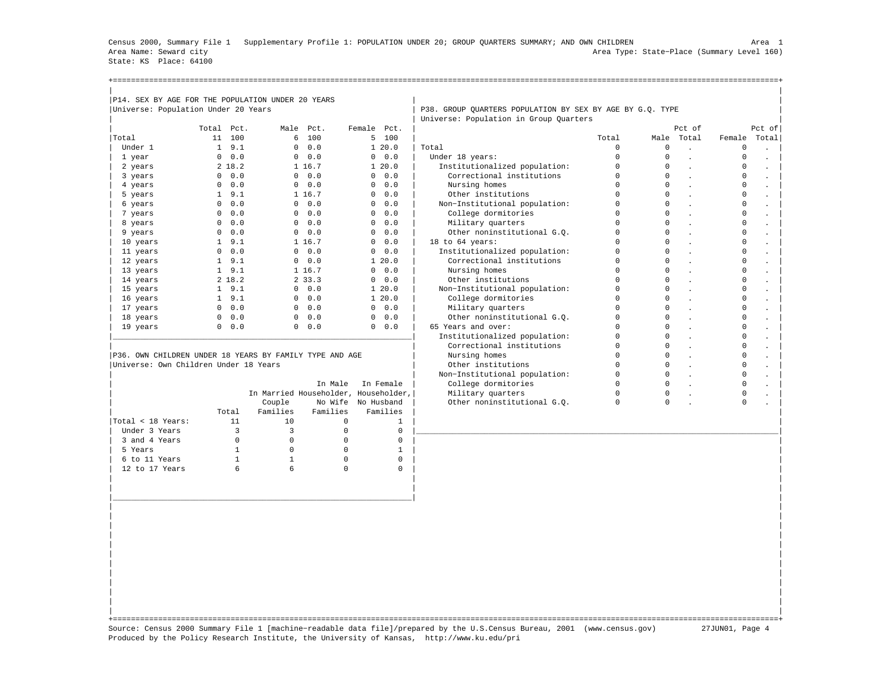Census 2000, Summary File 1 Supplementary Profile 1: POPULATION UNDER 20; GROUP QUARTERS SUMMARY; AND OWN CHILDREN

Area 1

Area Name: Seward city

Area Type: State-Place (Summary Level 160)

State: KS Place: 64100

## P14. SEX BY AGE FOR THE POPULATION UNDER 20 YEARS

Universe: Population Under 20 Years

| | Total | Pct. | Male | Pct. | Female | Pct. |
|---|---|---|---|---|---|---|
| Total | 11 | 100 | 6 | 100 | 5 | 100 |
| Under 1 | 1 | 9.1 | 0 | 0.0 | 1 | 20.0 |
| 1 year | 0 | 0.0 | 0 | 0.0 | 0 | 0.0 |
| 2 years | 2 | 18.2 | 1 | 16.7 | 1 | 20.0 |
| 3 years | 0 | 0.0 | 0 | 0.0 | 0 | 0.0 |
| 4 years | 0 | 0.0 | 0 | 0.0 | 0 | 0.0 |
| 5 years | 1 | 9.1 | 1 | 16.7 | 0 | 0.0 |
| 6 years | 0 | 0.0 | 0 | 0.0 | 0 | 0.0 |
| 7 years | 0 | 0.0 | 0 | 0.0 | 0 | 0.0 |
| 8 years | 0 | 0.0 | 0 | 0.0 | 0 | 0.0 |
| 9 years | 0 | 0.0 | 0 | 0.0 | 0 | 0.0 |
| 10 years | 1 | 9.1 | 1 | 16.7 | 0 | 0.0 |
| 11 years | 0 | 0.0 | 0 | 0.0 | 0 | 0.0 |
| 12 years | 1 | 9.1 | 0 | 0.0 | 1 | 20.0 |
| 13 years | 1 | 9.1 | 1 | 16.7 | 0 | 0.0 |
| 14 years | 2 | 18.2 | 2 | 33.3 | 0 | 0.0 |
| 15 years | 1 | 9.1 | 0 | 0.0 | 1 | 20.0 |
| 16 years | 1 | 9.1 | 0 | 0.0 | 1 | 20.0 |
| 17 years | 0 | 0.0 | 0 | 0.0 | 0 | 0.0 |
| 18 years | 0 | 0.0 | 0 | 0.0 | 0 | 0.0 |
| 19 years | 0 | 0.0 | 0 | 0.0 | 0 | 0.0 |

## P36. OWN CHILDREN UNDER 18 YEARS BY FAMILY TYPE AND AGE

Universe: Own Children Under 18 Years

| | Total | In Married Couple Families | In Male Householder, No Wife Families | In Female Householder, No Husband Families |
|---|---|---|---|---|
| Total < 18 Years: | 11 | 10 | 0 | 1 |
| Under 3 Years | 3 | 3 | 0 | 0 |
| 3 and 4 Years | 0 | 0 | 0 | 0 |
| 5 Years | 1 | 0 | 0 | 1 |
| 6 to 11 Years | 1 | 1 | 0 | 0 |
| 12 to 17 Years | 6 | 6 | 0 | 0 |

## P38. GROUP QUARTERS POPULATION BY SEX BY AGE BY G.Q. TYPE

Universe: Population in Group Quarters

| | Total | Male | Pct of Total | Female | Pct of Total |
|---|---|---|---|---|---|
| Total | 0 | 0 | . | 0 | . |
| Under 18 years: | 0 | 0 | . | 0 | . |
| Institutionalized population: | 0 | 0 | . | 0 | . |
| Correctional institutions | 0 | 0 | . | 0 | . |
| Nursing homes | 0 | 0 | . | 0 | . |
| Other institutions | 0 | 0 | . | 0 | . |
| Non-Institutional population: | 0 | 0 | . | 0 | . |
| College dormitories | 0 | 0 | . | 0 | . |
| Military quarters | 0 | 0 | . | 0 | . |
| Other noninstitutional G.Q. | 0 | 0 | . | 0 | . |
| 18 to 64 years: | 0 | 0 | . | 0 | . |
| Institutionalized population: | 0 | 0 | . | 0 | . |
| Correctional institutions | 0 | 0 | . | 0 | . |
| Nursing homes | 0 | 0 | . | 0 | . |
| Other institutions | 0 | 0 | . | 0 | . |
| Non-Institutional population: | 0 | 0 | . | 0 | . |
| College dormitories | 0 | 0 | . | 0 | . |
| Military quarters | 0 | 0 | . | 0 | . |
| Other noninstitutional G.Q. | 0 | 0 | . | 0 | . |
| 65 Years and over: | 0 | 0 | . | 0 | . |
| Institutionalized population: | 0 | 0 | . | 0 | . |
| Correctional institutions | 0 | 0 | . | 0 | . |
| Nursing homes | 0 | 0 | . | 0 | . |
| Other institutions | 0 | 0 | . | 0 | . |
| Non-Institutional population: | 0 | 0 | . | 0 | . |
| College dormitories | 0 | 0 | . | 0 | . |
| Military quarters | 0 | 0 | . | 0 | . |
| Other noninstitutional G.Q. | 0 | 0 | . | 0 | . |

Source: Census 2000 Summary File 1 [machine-readable data file]/prepared by the U.S.Census Bureau, 2001 (www.census.gov) 27JUN01

Produced by the Policy Research Institute, the University of Kansas, http://www.ku.edu/pri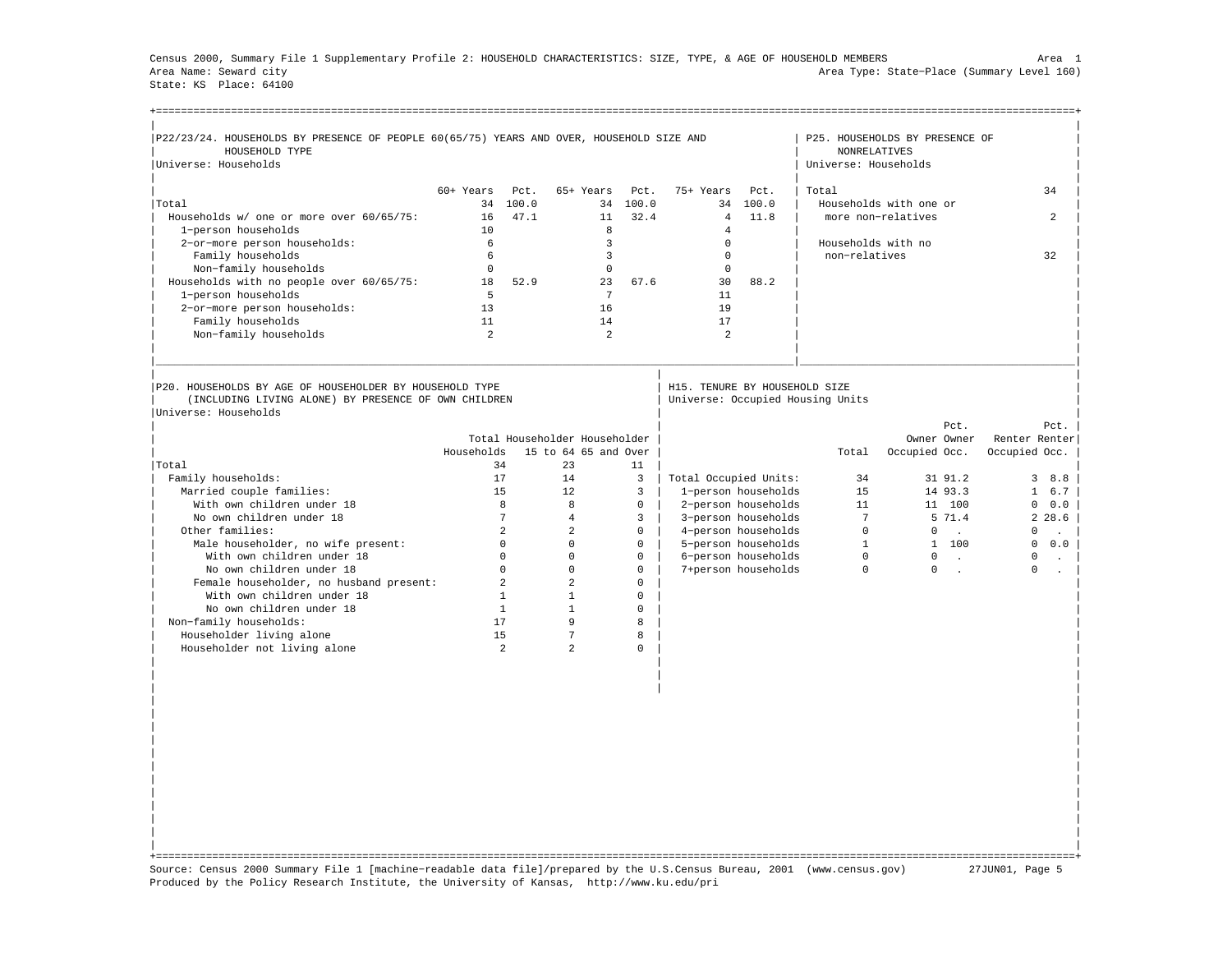Census 2000, Summary File 1 Supplementary Profile 2: HOUSEHOLD CHARACTERISTICS: SIZE, TYPE, & AGE OF HOUSEHOLD MEMBERS

Area Name: Seward city
State: KS Place: 64100

Area 1
Area Type: State-Place (Summary Level 160)

## P22/23/24. HOUSEHOLDS BY PRESENCE OF PEOPLE 60(65/75) YEARS AND OVER, HOUSEHOLD SIZE AND HOUSEHOLD TYPE

Universe: Households

| | 60+ Years | Pct. | 65+ Years | Pct. | 75+ Years | Pct. |
|---|---|---|---|---|---|---|
| Total | 34 | 100.0 | 34 | 100.0 | 34 | 100.0 |
| Households w/ one or more over 60/65/75: | 16 | 47.1 | 11 | 32.4 | 4 | 11.8 |
| 1-person households | 10 | | 8 | | 4 | |
| 2-or-more person households: | 6 | | 3 | | 0 | |
| Family households | 6 | | 3 | | 0 | |
| Non-family households | 0 | | 0 | | 0 | |
| Households with no people over 60/65/75: | 18 | 52.9 | 23 | 67.6 | 30 | 88.2 |
| 1-person households | 5 | | 7 | | 11 | |
| 2-or-more person households: | 13 | | 16 | | 19 | |
| Family households | 11 | | 14 | | 17 | |
| Non-family households | 2 | | 2 | | 2 | |

## P25. HOUSEHOLDS BY PRESENCE OF NONRELATIVES

Universe: Households

| | |
|---|---|
| Total | 34 |
| Households with one or more non-relatives | 2 |
| Households with no non-relatives | 32 |

## P20. HOUSEHOLDS BY AGE OF HOUSEHOLDER BY HOUSEHOLD TYPE (INCLUDING LIVING ALONE) BY PRESENCE OF OWN CHILDREN

Universe: Households

| | Total Households | Householder 15 to 64 | Householder 65 and Over |
|---|---|---|---|
| Total | 34 | 23 | 11 |
| Family households: | 17 | 14 | 3 |
| Married couple families: | 15 | 12 | 3 |
| With own children under 18 | 8 | 8 | 0 |
| No own children under 18 | 7 | 4 | 3 |
| Other families: | 2 | 2 | 0 |
| Male householder, no wife present: | 0 | 0 | 0 |
| With own children under 18 | 0 | 0 | 0 |
| No own children under 18 | 0 | 0 | 0 |
| Female householder, no husband present: | 2 | 2 | 0 |
| With own children under 18 | 1 | 1 | 0 |
| No own children under 18 | 1 | 1 | 0 |
| Non-family households: | 17 | 9 | 8 |
| Householder living alone | 15 | 7 | 8 |
| Householder not living alone | 2 | 2 | 0 |

## H15. TENURE BY HOUSEHOLD SIZE

Universe: Occupied Housing Units

| | Total | Owner Occupied | Pct. Owner Occ. | Renter Occupied | Pct. Renter Occ. |
|---|---|---|---|---|---|
| Total Occupied Units: | 34 | 31 | 91.2 | 3 | 8.8 |
| 1-person households | 15 | 14 | 93.3 | 1 | 6.7 |
| 2-person households | 11 | 11 | 100 | 0 | 0.0 |
| 3-person households | 7 | 5 | 71.4 | 2 | 28.6 |
| 4-person households | 0 | 0 | . | 0 | . |
| 5-person households | 1 | 1 | 100 | 0 | 0.0 |
| 6-person households | 0 | 0 | . | 0 | . |
| 7+person households | 0 | 0 | . | 0 | . |

Source: Census 2000 Summary File 1 [machine-readable data file]/prepared by the U.S.Census Bureau, 2001 (www.census.gov) 27JUN01, Page 5
Produced by the Policy Research Institute, the University of Kansas, http://www.ku.edu/pri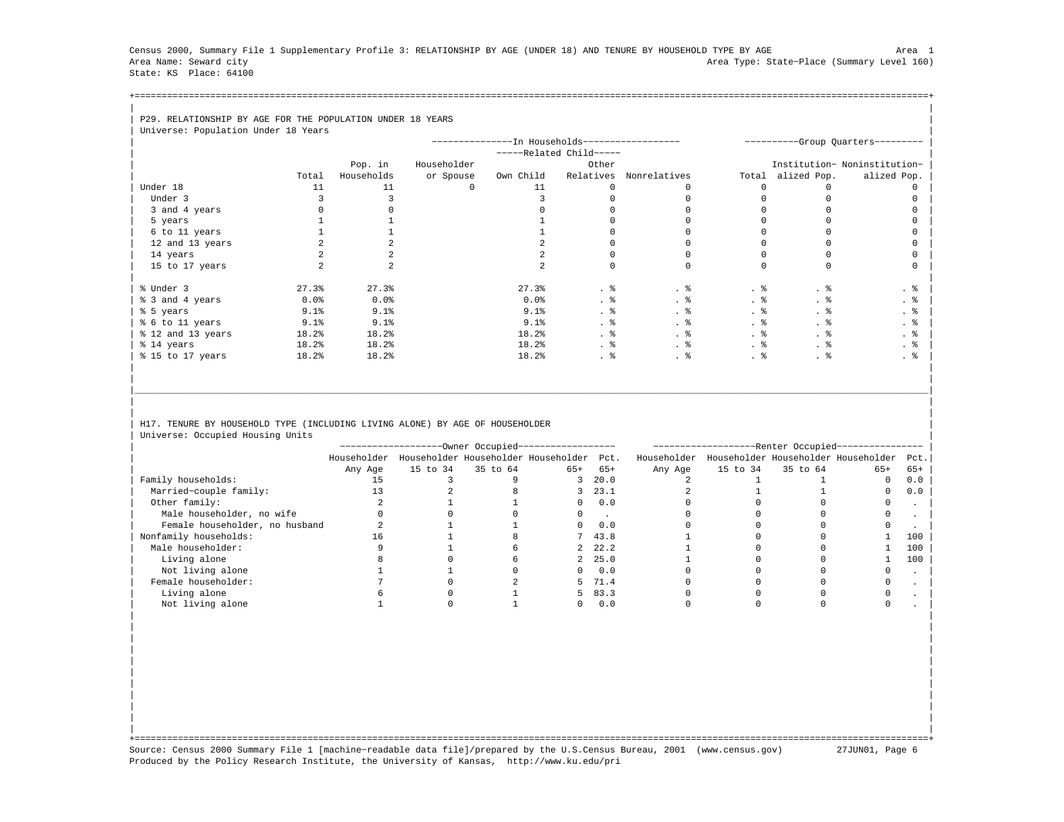Census 2000, Summary File 1 Supplementary Profile 3: RELATIONSHIP BY AGE (UNDER 18) AND TENURE BY HOUSEHOLD TYPE BY AGE

Area 1

Area Name: Seward city

Area Type: State-Place (Summary Level 160)

State: KS Place: 64100

## P29. RELATIONSHIP BY AGE FOR THE POPULATION UNDER 18 YEARS

Universe: Population Under 18 Years

| | | In Households | | | | | Group Quarters | | |
|---|---|---|---|---|---|---|---|---|---|
| | | | | Related Child | | | | | |
| | Total | Pop. in Households | Householder or Spouse | Own Child | Other Relatives | Nonrelatives | Total | Institutionalized Pop. | Noninstitutionalized Pop. |
| Under 18 | 11 | 11 | 0 | 11 | 0 | 0 | 0 | 0 | 0 |
| Under 3 | 3 | 3 | | 3 | 0 | 0 | 0 | 0 | 0 |
| 3 and 4 years | 0 | 0 | | 0 | 0 | 0 | 0 | 0 | 0 |
| 5 years | 1 | 1 | | 1 | 0 | 0 | 0 | 0 | 0 |
| 6 to 11 years | 1 | 1 | | 1 | 0 | 0 | 0 | 0 | 0 |
| 12 and 13 years | 2 | 2 | | 2 | 0 | 0 | 0 | 0 | 0 |
| 14 years | 2 | 2 | | 2 | 0 | 0 | 0 | 0 | 0 |
| 15 to 17 years | 2 | 2 | | 2 | 0 | 0 | 0 | 0 | 0 |
| % Under 3 | 27.3% | 27.3% | | 27.3% | . % | . % | . % | . % | . % |
| % 3 and 4 years | 0.0% | 0.0% | | 0.0% | . % | . % | . % | . % | . % |
| % 5 years | 9.1% | 9.1% | | 9.1% | . % | . % | . % | . % | . % |
| % 6 to 11 years | 9.1% | 9.1% | | 9.1% | . % | . % | . % | . % | . % |
| % 12 and 13 years | 18.2% | 18.2% | | 18.2% | . % | . % | . % | . % | . % |
| % 14 years | 18.2% | 18.2% | | 18.2% | . % | . % | . % | . % | . % |
| % 15 to 17 years | 18.2% | 18.2% | | 18.2% | . % | . % | . % | . % | . % |

## H17. TENURE BY HOUSEHOLD TYPE (INCLUDING LIVING ALONE) BY AGE OF HOUSEHOLDER

Universe: Occupied Housing Units

| | Owner Occupied | | | | | Renter Occupied | | | | |
|---|---|---|---|---|---|---|---|---|---|---|
| | Householder Any Age | Householder 15 to 34 | Householder 35 to 64 | Householder 65+ | Pct. 65+ | Householder Any Age | Householder 15 to 34 | Householder 35 to 64 | Householder 65+ | Pct. 65+ |
| Family households: | 15 | 3 | 9 | 3 | 20.0 | 2 | 1 | 1 | 0 | 0.0 |
| Married-couple family: | 13 | 2 | 8 | 3 | 23.1 | 2 | 1 | 1 | 0 | 0.0 |
| Other family: | 2 | 1 | 1 | 0 | 0.0 | 0 | 0 | 0 | 0 | . |
| Male householder, no wife | 0 | 0 | 0 | 0 | . | 0 | 0 | 0 | 0 | . |
| Female householder, no husband | 2 | 1 | 1 | 0 | 0.0 | 0 | 0 | 0 | 0 | . |
| Nonfamily households: | 16 | 1 | 8 | 7 | 43.8 | 1 | 0 | 0 | 1 | 100 |
| Male householder: | 9 | 1 | 6 | 2 | 22.2 | 1 | 0 | 0 | 1 | 100 |
| Living alone | 8 | 0 | 6 | 2 | 25.0 | 1 | 0 | 0 | 1 | 100 |
| Not living alone | 1 | 1 | 0 | 0 | 0.0 | 0 | 0 | 0 | 0 | . |
| Female householder: | 7 | 0 | 2 | 5 | 71.4 | 0 | 0 | 0 | 0 | . |
| Living alone | 6 | 0 | 1 | 5 | 83.3 | 0 | 0 | 0 | 0 | . |
| Not living alone | 1 | 0 | 1 | 0 | 0.0 | 0 | 0 | 0 | 0 | . |

Source: Census 2000 Summary File 1 [machine-readable data file]/prepared by the U.S.Census Bureau, 2001 (www.census.gov) 27JUN01

Produced by the Policy Research Institute, the University of Kansas, http://www.ku.edu/pri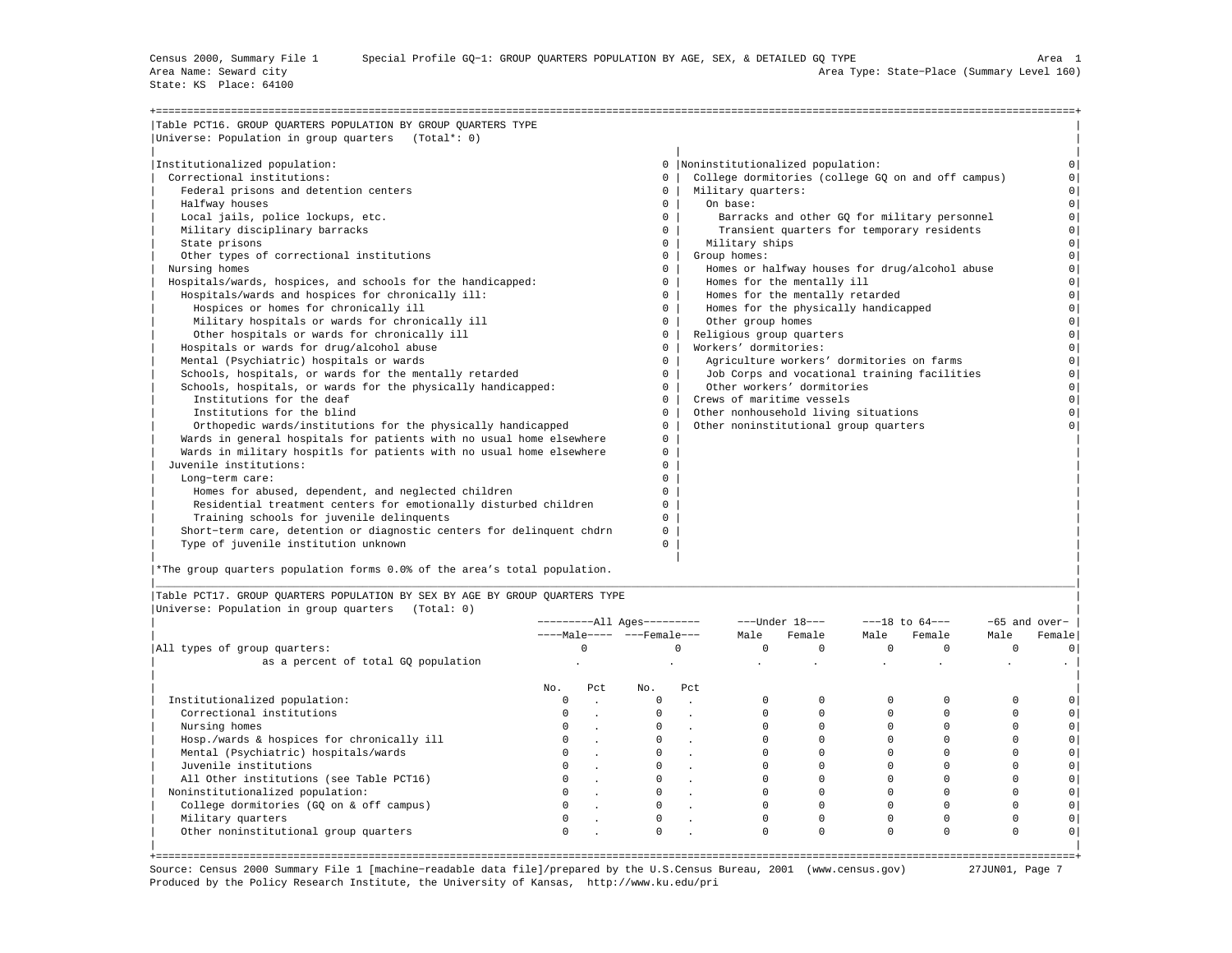Census 2000, Summary File 1 Special Profile GQ-1: GROUP QUARTERS POPULATION BY AGE, SEX, & DETAILED GQ TYPE Area 1
Area Name: Seward city Area Type: State-Place (Summary Level 160)
State: KS Place: 64100

## Table PCT16. GROUP QUARTERS POPULATION BY GROUP QUARTERS TYPE

Universe: Population in group quarters (Total*: 0)

| Institutionalized population: | 0 | Noninstitutionalized population: | 0 |
|---|---|---|---|
| Correctional institutions: | 0 | College dormitories (college GQ on and off campus) | 0 |
| Federal prisons and detention centers | 0 | Military quarters: | 0 |
| Halfway houses | 0 | On base: | 0 |
| Local jails, police lockups, etc. | 0 | Barracks and other GQ for military personnel | 0 |
| Military disciplinary barracks | 0 | Transient quarters for temporary residents | 0 |
| State prisons | 0 | Military ships | 0 |
| Other types of correctional institutions | 0 | Group homes: | 0 |
| Nursing homes | 0 | Homes or halfway houses for drug/alcohol abuse | 0 |
| Hospitals/wards, hospices, and schools for the handicapped: | 0 | Homes for the mentally ill | 0 |
| Hospitals/wards and hospices for chronically ill: | 0 | Homes for the mentally retarded | 0 |
| Hospices or homes for chronically ill | 0 | Homes for the physically handicapped | 0 |
| Military hospitals or wards for chronically ill | 0 | Other group homes | 0 |
| Other hospitals or wards for chronically ill | 0 | Religious group quarters | 0 |
| Hospitals or wards for drug/alcohol abuse | 0 | Workers' dormitories: | 0 |
| Mental (Psychiatric) hospitals or wards | 0 | Agriculture workers' dormitories on farms | 0 |
| Schools, hospitals, or wards for the mentally retarded | 0 | Job Corps and vocational training facilities | 0 |
| Schools, hospitals, or wards for the physically handicapped: | 0 | Other workers' dormitories | 0 |
| Institutions for the deaf | 0 | Crews of maritime vessels | 0 |
| Institutions for the blind | 0 | Other nonhousehold living situations | 0 |
| Orthopedic wards/institutions for the physically handicapped | 0 | Other noninstitutional group quarters | 0 |
| Wards in general hospitals for patients with no usual home elsewhere | 0 | | |
| Wards in military hospitls for patients with no usual home elsewhere | 0 | | |
| Juvenile institutions: | 0 | | |
| Long-term care: | 0 | | |
| Homes for abused, dependent, and neglected children | 0 | | |
| Residential treatment centers for emotionally disturbed children | 0 | | |
| Training schools for juvenile delinquents | 0 | | |
| Short-term care, detention or diagnostic centers for delinquent chdrn | 0 | | |
| Type of juvenile institution unknown | 0 | | |

*The group quarters population forms 0.0% of the area's total population.

## Table PCT17. GROUP QUARTERS POPULATION BY SEX BY AGE BY GROUP QUARTERS TYPE

Universe: Population in group quarters (Total: 0)

| | All Ages | | | | Under 18 | | 18 to 64 | | 65 and over | |
|---|---|---|---|---|---|---|---|---|---|---|
| | Male | | Female | | Male | Female | Male | Female | Male | Female |
| All types of group quarters: | 0 | | 0 | | 0 | 0 | 0 | 0 | 0 | 0 |
| as a percent of total GQ population | . | | . | | . | . | . | . | . | . |
| | No. | Pct | No. | Pct | | | | | | |
| Institutionalized population: | 0 | . | 0 | . | 0 | 0 | 0 | 0 | 0 | 0 |
| Correctional institutions | 0 | . | 0 | . | 0 | 0 | 0 | 0 | 0 | 0 |
| Nursing homes | 0 | . | 0 | . | 0 | 0 | 0 | 0 | 0 | 0 |
| Hosp./wards & hospices for chronically ill | 0 | . | 0 | . | 0 | 0 | 0 | 0 | 0 | 0 |
| Mental (Psychiatric) hospitals/wards | 0 | . | 0 | . | 0 | 0 | 0 | 0 | 0 | 0 |
| Juvenile institutions | 0 | . | 0 | . | 0 | 0 | 0 | 0 | 0 | 0 |
| All Other institutions (see Table PCT16) | 0 | . | 0 | . | 0 | 0 | 0 | 0 | 0 | 0 |
| Noninstitutionalized population: | 0 | . | 0 | . | 0 | 0 | 0 | 0 | 0 | 0 |
| College dormitories (GQ on & off campus) | 0 | . | 0 | . | 0 | 0 | 0 | 0 | 0 | 0 |
| Military quarters | 0 | . | 0 | . | 0 | 0 | 0 | 0 | 0 | 0 |
| Other noninstitutional group quarters | 0 | . | 0 | . | 0 | 0 | 0 | 0 | 0 | 0 |

Source: Census 2000 Summary File 1 [machine-readable data file]/prepared by the U.S.Census Bureau, 2001 (www.census.gov) 27JUN01, Page 7
Produced by the Policy Research Institute, the University of Kansas, http://www.ku.edu/pri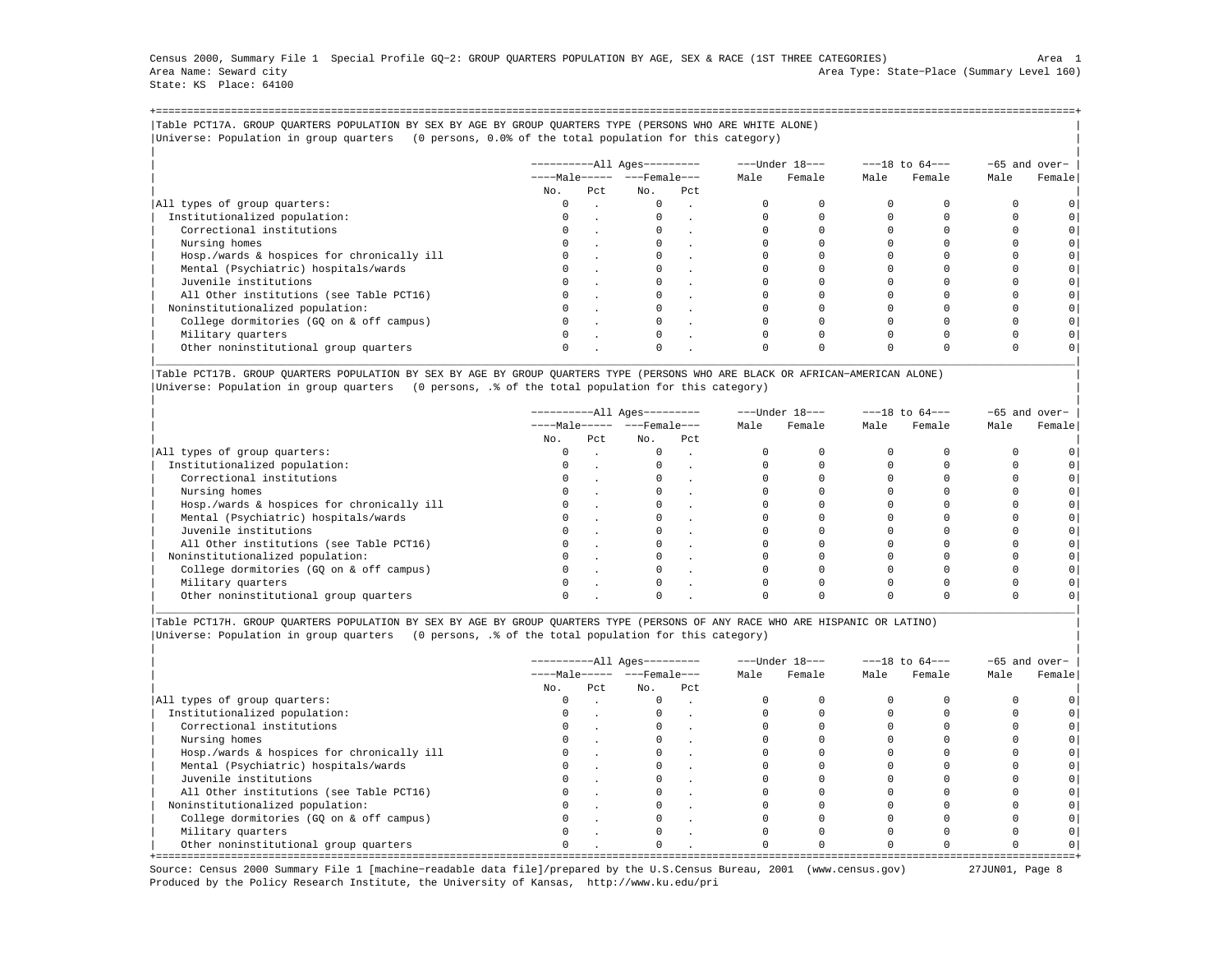Census 2000, Summary File 1 Special Profile GQ-2: GROUP QUARTERS POPULATION BY AGE, SEX & RACE (1ST THREE CATEGORIES) Area 1
Area Name: Seward city Area Type: State-Place (Summary Level 160)
State: KS Place: 64100

## Table PCT17A. GROUP QUARTERS POPULATION BY SEX BY AGE BY GROUP QUARTERS TYPE (PERSONS WHO ARE WHITE ALONE)

Universe: Population in group quarters (0 persons, 0.0% of the total population for this category)

| | All Ages | | | | Under 18 | | 18 to 64 | | 65 and over | |
|---|---|---|---|---|---|---|---|---|---|---|
| | Male | | Female | | Male | Female | Male | Female | Male | Female |
| | No. | Pct | No. | Pct | | | | | | |
| All types of group quarters: | 0 | . | 0 | . | 0 | 0 | 0 | 0 | 0 | 0 |
| Institutionalized population: | 0 | . | 0 | . | 0 | 0 | 0 | 0 | 0 | 0 |
| Correctional institutions | 0 | . | 0 | . | 0 | 0 | 0 | 0 | 0 | 0 |
| Nursing homes | 0 | . | 0 | . | 0 | 0 | 0 | 0 | 0 | 0 |
| Hosp./wards & hospices for chronically ill | 0 | . | 0 | . | 0 | 0 | 0 | 0 | 0 | 0 |
| Mental (Psychiatric) hospitals/wards | 0 | . | 0 | . | 0 | 0 | 0 | 0 | 0 | 0 |
| Juvenile institutions | 0 | . | 0 | . | 0 | 0 | 0 | 0 | 0 | 0 |
| All Other institutions (see Table PCT16) | 0 | . | 0 | . | 0 | 0 | 0 | 0 | 0 | 0 |
| Noninstitutionalized population: | 0 | . | 0 | . | 0 | 0 | 0 | 0 | 0 | 0 |
| College dormitories (GQ on & off campus) | 0 | . | 0 | . | 0 | 0 | 0 | 0 | 0 | 0 |
| Military quarters | 0 | . | 0 | . | 0 | 0 | 0 | 0 | 0 | 0 |
| Other noninstitutional group quarters | 0 | . | 0 | . | 0 | 0 | 0 | 0 | 0 | 0 |

## Table PCT17B. GROUP QUARTERS POPULATION BY SEX BY AGE BY GROUP QUARTERS TYPE (PERSONS WHO ARE BLACK OR AFRICAN-AMERICAN ALONE)

Universe: Population in group quarters (0 persons, .% of the total population for this category)

| | All Ages | | | | Under 18 | | 18 to 64 | | 65 and over | |
|---|---|---|---|---|---|---|---|---|---|---|
| | Male | | Female | | Male | Female | Male | Female | Male | Female |
| | No. | Pct | No. | Pct | | | | | | |
| All types of group quarters: | 0 | . | 0 | . | 0 | 0 | 0 | 0 | 0 | 0 |
| Institutionalized population: | 0 | . | 0 | . | 0 | 0 | 0 | 0 | 0 | 0 |
| Correctional institutions | 0 | . | 0 | . | 0 | 0 | 0 | 0 | 0 | 0 |
| Nursing homes | 0 | . | 0 | . | 0 | 0 | 0 | 0 | 0 | 0 |
| Hosp./wards & hospices for chronically ill | 0 | . | 0 | . | 0 | 0 | 0 | 0 | 0 | 0 |
| Mental (Psychiatric) hospitals/wards | 0 | . | 0 | . | 0 | 0 | 0 | 0 | 0 | 0 |
| Juvenile institutions | 0 | . | 0 | . | 0 | 0 | 0 | 0 | 0 | 0 |
| All Other institutions (see Table PCT16) | 0 | . | 0 | . | 0 | 0 | 0 | 0 | 0 | 0 |
| Noninstitutionalized population: | 0 | . | 0 | . | 0 | 0 | 0 | 0 | 0 | 0 |
| College dormitories (GQ on & off campus) | 0 | . | 0 | . | 0 | 0 | 0 | 0 | 0 | 0 |
| Military quarters | 0 | . | 0 | . | 0 | 0 | 0 | 0 | 0 | 0 |
| Other noninstitutional group quarters | 0 | . | 0 | . | 0 | 0 | 0 | 0 | 0 | 0 |

## Table PCT17H. GROUP QUARTERS POPULATION BY SEX BY AGE BY GROUP QUARTERS TYPE (PERSONS OF ANY RACE WHO ARE HISPANIC OR LATINO)

Universe: Population in group quarters (0 persons, .% of the total population for this category)

| | All Ages | | | | Under 18 | | 18 to 64 | | 65 and over | |
|---|---|---|---|---|---|---|---|---|---|---|
| | Male | | Female | | Male | Female | Male | Female | Male | Female |
| | No. | Pct | No. | Pct | | | | | | |
| All types of group quarters: | 0 | . | 0 | . | 0 | 0 | 0 | 0 | 0 | 0 |
| Institutionalized population: | 0 | . | 0 | . | 0 | 0 | 0 | 0 | 0 | 0 |
| Correctional institutions | 0 | . | 0 | . | 0 | 0 | 0 | 0 | 0 | 0 |
| Nursing homes | 0 | . | 0 | . | 0 | 0 | 0 | 0 | 0 | 0 |
| Hosp./wards & hospices for chronically ill | 0 | . | 0 | . | 0 | 0 | 0 | 0 | 0 | 0 |
| Mental (Psychiatric) hospitals/wards | 0 | . | 0 | . | 0 | 0 | 0 | 0 | 0 | 0 |
| Juvenile institutions | 0 | . | 0 | . | 0 | 0 | 0 | 0 | 0 | 0 |
| All Other institutions (see Table PCT16) | 0 | . | 0 | . | 0 | 0 | 0 | 0 | 0 | 0 |
| Noninstitutionalized population: | 0 | . | 0 | . | 0 | 0 | 0 | 0 | 0 | 0 |
| College dormitories (GQ on & off campus) | 0 | . | 0 | . | 0 | 0 | 0 | 0 | 0 | 0 |
| Military quarters | 0 | . | 0 | . | 0 | 0 | 0 | 0 | 0 | 0 |
| Other noninstitutional group quarters | 0 | . | 0 | . | 0 | 0 | 0 | 0 | 0 | 0 |

Source: Census 2000 Summary File 1 [machine-readable data file]/prepared by the U.S.Census Bureau, 2001 (www.census.gov) 27JUN01
Produced by the Policy Research Institute, the University of Kansas, http://www.ku.edu/pri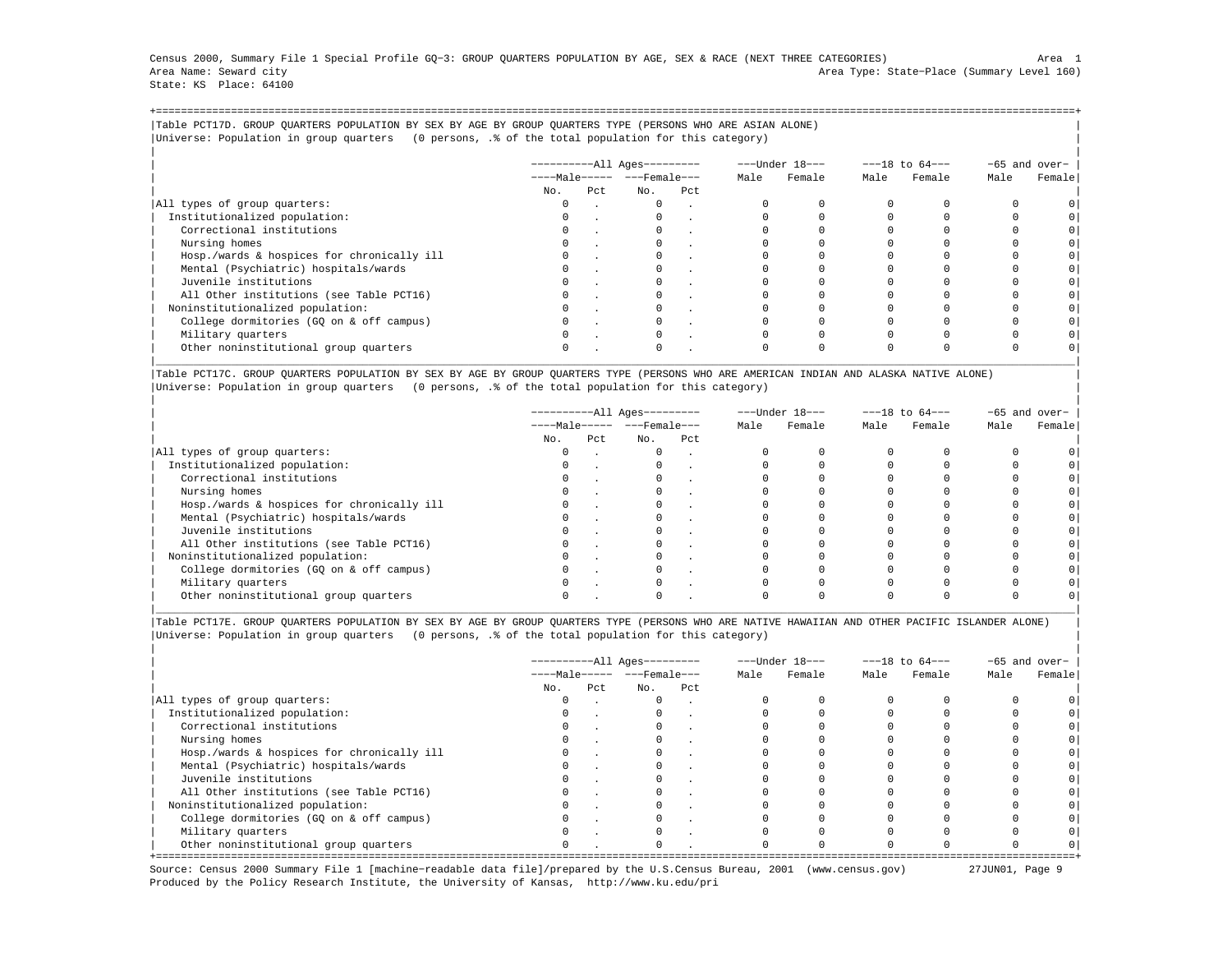Census 2000, Summary File 1 Special Profile GQ-3: GROUP QUARTERS POPULATION BY AGE, SEX & RACE (NEXT THREE CATEGORIES)
Area Name: Seward city
State: KS Place: 64100

Area 1
Area Type: State-Place (Summary Level 160)

### Table PCT17D. GROUP QUARTERS POPULATION BY SEX BY AGE BY GROUP QUARTERS TYPE (PERSONS WHO ARE ASIAN ALONE)

Universe: Population in group quarters (0 persons, .% of the total population for this category)

| | All Ages | | | | Under 18 | | 18 to 64 | | 65 and over | |
|---|---|---|---|---|---|---|---|---|---|---|
| | Male | | Female | | Male | Female | Male | Female | Male | Female |
| | No. | Pct | No. | Pct | | | | | | |
| All types of group quarters: | 0 | . | 0 | . | 0 | 0 | 0 | 0 | 0 | 0 |
| Institutionalized population: | 0 | . | 0 | . | 0 | 0 | 0 | 0 | 0 | 0 |
| Correctional institutions | 0 | . | 0 | . | 0 | 0 | 0 | 0 | 0 | 0 |
| Nursing homes | 0 | . | 0 | . | 0 | 0 | 0 | 0 | 0 | 0 |
| Hosp./wards & hospices for chronically ill | 0 | . | 0 | . | 0 | 0 | 0 | 0 | 0 | 0 |
| Mental (Psychiatric) hospitals/wards | 0 | . | 0 | . | 0 | 0 | 0 | 0 | 0 | 0 |
| Juvenile institutions | 0 | . | 0 | . | 0 | 0 | 0 | 0 | 0 | 0 |
| All Other institutions (see Table PCT16) | 0 | . | 0 | . | 0 | 0 | 0 | 0 | 0 | 0 |
| Noninstitutionalized population: | 0 | . | 0 | . | 0 | 0 | 0 | 0 | 0 | 0 |
| College dormitories (GQ on & off campus) | 0 | . | 0 | . | 0 | 0 | 0 | 0 | 0 | 0 |
| Military quarters | 0 | . | 0 | . | 0 | 0 | 0 | 0 | 0 | 0 |
| Other noninstitutional group quarters | 0 | . | 0 | . | 0 | 0 | 0 | 0 | 0 | 0 |

### Table PCT17C. GROUP QUARTERS POPULATION BY SEX BY AGE BY GROUP QUARTERS TYPE (PERSONS WHO ARE AMERICAN INDIAN AND ALASKA NATIVE ALONE)

Universe: Population in group quarters (0 persons, .% of the total population for this category)

| | All Ages | | | | Under 18 | | 18 to 64 | | 65 and over | |
|---|---|---|---|---|---|---|---|---|---|---|
| | Male | | Female | | Male | Female | Male | Female | Male | Female |
| | No. | Pct | No. | Pct | | | | | | |
| All types of group quarters: | 0 | . | 0 | . | 0 | 0 | 0 | 0 | 0 | 0 |
| Institutionalized population: | 0 | . | 0 | . | 0 | 0 | 0 | 0 | 0 | 0 |
| Correctional institutions | 0 | . | 0 | . | 0 | 0 | 0 | 0 | 0 | 0 |
| Nursing homes | 0 | . | 0 | . | 0 | 0 | 0 | 0 | 0 | 0 |
| Hosp./wards & hospices for chronically ill | 0 | . | 0 | . | 0 | 0 | 0 | 0 | 0 | 0 |
| Mental (Psychiatric) hospitals/wards | 0 | . | 0 | . | 0 | 0 | 0 | 0 | 0 | 0 |
| Juvenile institutions | 0 | . | 0 | . | 0 | 0 | 0 | 0 | 0 | 0 |
| All Other institutions (see Table PCT16) | 0 | . | 0 | . | 0 | 0 | 0 | 0 | 0 | 0 |
| Noninstitutionalized population: | 0 | . | 0 | . | 0 | 0 | 0 | 0 | 0 | 0 |
| College dormitories (GQ on & off campus) | 0 | . | 0 | . | 0 | 0 | 0 | 0 | 0 | 0 |
| Military quarters | 0 | . | 0 | . | 0 | 0 | 0 | 0 | 0 | 0 |
| Other noninstitutional group quarters | 0 | . | 0 | . | 0 | 0 | 0 | 0 | 0 | 0 |

### Table PCT17E. GROUP QUARTERS POPULATION BY SEX BY AGE BY GROUP QUARTERS TYPE (PERSONS WHO ARE NATIVE HAWAIIAN AND OTHER PACIFIC ISLANDER ALONE)

Universe: Population in group quarters (0 persons, .% of the total population for this category)

| | All Ages | | | | Under 18 | | 18 to 64 | | 65 and over | |
|---|---|---|---|---|---|---|---|---|---|---|
| | Male | | Female | | Male | Female | Male | Female | Male | Female |
| | No. | Pct | No. | Pct | | | | | | |
| All types of group quarters: | 0 | . | 0 | . | 0 | 0 | 0 | 0 | 0 | 0 |
| Institutionalized population: | 0 | . | 0 | . | 0 | 0 | 0 | 0 | 0 | 0 |
| Correctional institutions | 0 | . | 0 | . | 0 | 0 | 0 | 0 | 0 | 0 |
| Nursing homes | 0 | . | 0 | . | 0 | 0 | 0 | 0 | 0 | 0 |
| Hosp./wards & hospices for chronically ill | 0 | . | 0 | . | 0 | 0 | 0 | 0 | 0 | 0 |
| Mental (Psychiatric) hospitals/wards | 0 | . | 0 | . | 0 | 0 | 0 | 0 | 0 | 0 |
| Juvenile institutions | 0 | . | 0 | . | 0 | 0 | 0 | 0 | 0 | 0 |
| All Other institutions (see Table PCT16) | 0 | . | 0 | . | 0 | 0 | 0 | 0 | 0 | 0 |
| Noninstitutionalized population: | 0 | . | 0 | . | 0 | 0 | 0 | 0 | 0 | 0 |
| College dormitories (GQ on & off campus) | 0 | . | 0 | . | 0 | 0 | 0 | 0 | 0 | 0 |
| Military quarters | 0 | . | 0 | . | 0 | 0 | 0 | 0 | 0 | 0 |
| Other noninstitutional group quarters | 0 | . | 0 | . | 0 | 0 | 0 | 0 | 0 | 0 |

Source: Census 2000 Summary File 1 [machine-readable data file]/prepared by the U.S.Census Bureau, 2001 (www.census.gov) 27JUN01
Produced by the Policy Research Institute, the University of Kansas, http://www.ku.edu/pri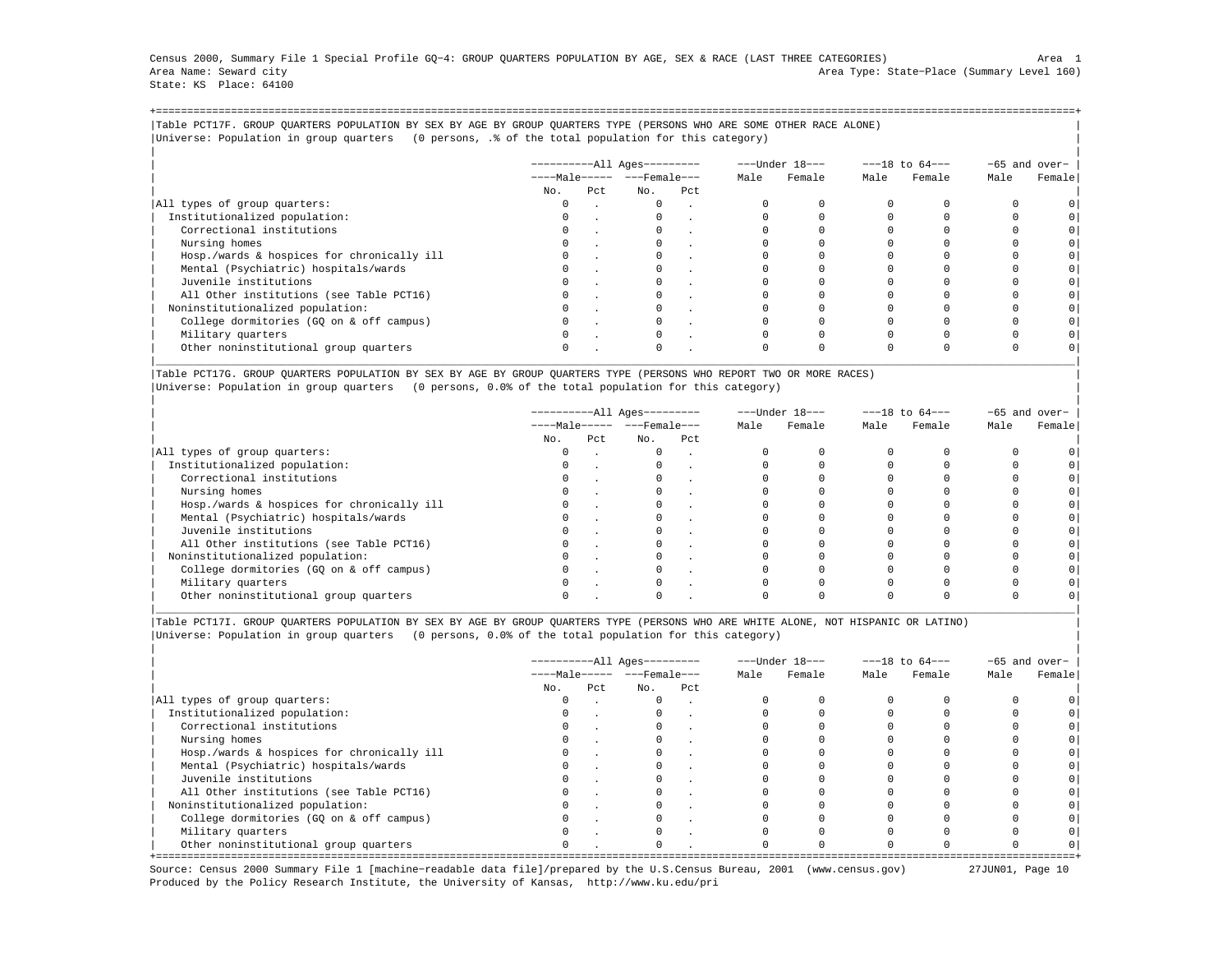Census 2000, Summary File 1 Special Profile GQ-4: GROUP QUARTERS POPULATION BY AGE, SEX & RACE (LAST THREE CATEGORIES)

Area Name: Seward city

State: KS Place: 64100

Area 1

Area Type: State-Place (Summary Level 160)

## Table PCT17F. GROUP QUARTERS POPULATION BY SEX BY AGE BY GROUP QUARTERS TYPE (PERSONS WHO ARE SOME OTHER RACE ALONE)

Universe: Population in group quarters (0 persons, .% of the total population for this category)

| | All Ages: Male No. | All Ages: Male Pct | All Ages: Female No. | All Ages: Female Pct | Under 18: Male | Under 18: Female | 18 to 64: Male | 18 to 64: Female | 65 and over: Male | 65 and over: Female |
|---|---|---|---|---|---|---|---|---|---|---|
| All types of group quarters: | 0 | . | 0 | . | 0 | 0 | 0 | 0 | 0 | 0 |
| Institutionalized population: | 0 | . | 0 | . | 0 | 0 | 0 | 0 | 0 | 0 |
| Correctional institutions | 0 | . | 0 | . | 0 | 0 | 0 | 0 | 0 | 0 |
| Nursing homes | 0 | . | 0 | . | 0 | 0 | 0 | 0 | 0 | 0 |
| Hosp./wards & hospices for chronically ill | 0 | . | 0 | . | 0 | 0 | 0 | 0 | 0 | 0 |
| Mental (Psychiatric) hospitals/wards | 0 | . | 0 | . | 0 | 0 | 0 | 0 | 0 | 0 |
| Juvenile institutions | 0 | . | 0 | . | 0 | 0 | 0 | 0 | 0 | 0 |
| All Other institutions (see Table PCT16) | 0 | . | 0 | . | 0 | 0 | 0 | 0 | 0 | 0 |
| Noninstitutionalized population: | 0 | . | 0 | . | 0 | 0 | 0 | 0 | 0 | 0 |
| College dormitories (GQ on & off campus) | 0 | . | 0 | . | 0 | 0 | 0 | 0 | 0 | 0 |
| Military quarters | 0 | . | 0 | . | 0 | 0 | 0 | 0 | 0 | 0 |
| Other noninstitutional group quarters | 0 | . | 0 | . | 0 | 0 | 0 | 0 | 0 | 0 |

## Table PCT17G. GROUP QUARTERS POPULATION BY SEX BY AGE BY GROUP QUARTERS TYPE (PERSONS WHO REPORT TWO OR MORE RACES)

Universe: Population in group quarters (0 persons, 0.0% of the total population for this category)

| | All Ages: Male No. | All Ages: Male Pct | All Ages: Female No. | All Ages: Female Pct | Under 18: Male | Under 18: Female | 18 to 64: Male | 18 to 64: Female | 65 and over: Male | 65 and over: Female |
|---|---|---|---|---|---|---|---|---|---|---|
| All types of group quarters: | 0 | . | 0 | . | 0 | 0 | 0 | 0 | 0 | 0 |
| Institutionalized population: | 0 | . | 0 | . | 0 | 0 | 0 | 0 | 0 | 0 |
| Correctional institutions | 0 | . | 0 | . | 0 | 0 | 0 | 0 | 0 | 0 |
| Nursing homes | 0 | . | 0 | . | 0 | 0 | 0 | 0 | 0 | 0 |
| Hosp./wards & hospices for chronically ill | 0 | . | 0 | . | 0 | 0 | 0 | 0 | 0 | 0 |
| Mental (Psychiatric) hospitals/wards | 0 | . | 0 | . | 0 | 0 | 0 | 0 | 0 | 0 |
| Juvenile institutions | 0 | . | 0 | . | 0 | 0 | 0 | 0 | 0 | 0 |
| All Other institutions (see Table PCT16) | 0 | . | 0 | . | 0 | 0 | 0 | 0 | 0 | 0 |
| Noninstitutionalized population: | 0 | . | 0 | . | 0 | 0 | 0 | 0 | 0 | 0 |
| College dormitories (GQ on & off campus) | 0 | . | 0 | . | 0 | 0 | 0 | 0 | 0 | 0 |
| Military quarters | 0 | . | 0 | . | 0 | 0 | 0 | 0 | 0 | 0 |
| Other noninstitutional group quarters | 0 | . | 0 | . | 0 | 0 | 0 | 0 | 0 | 0 |

## Table PCT17I. GROUP QUARTERS POPULATION BY SEX BY AGE BY GROUP QUARTERS TYPE (PERSONS WHO ARE WHITE ALONE, NOT HISPANIC OR LATINO)

Universe: Population in group quarters (0 persons, 0.0% of the total population for this category)

| | All Ages: Male No. | All Ages: Male Pct | All Ages: Female No. | All Ages: Female Pct | Under 18: Male | Under 18: Female | 18 to 64: Male | 18 to 64: Female | 65 and over: Male | 65 and over: Female |
|---|---|---|---|---|---|---|---|---|---|---|
| All types of group quarters: | 0 | . | 0 | . | 0 | 0 | 0 | 0 | 0 | 0 |
| Institutionalized population: | 0 | . | 0 | . | 0 | 0 | 0 | 0 | 0 | 0 |
| Correctional institutions | 0 | . | 0 | . | 0 | 0 | 0 | 0 | 0 | 0 |
| Nursing homes | 0 | . | 0 | . | 0 | 0 | 0 | 0 | 0 | 0 |
| Hosp./wards & hospices for chronically ill | 0 | . | 0 | . | 0 | 0 | 0 | 0 | 0 | 0 |
| Mental (Psychiatric) hospitals/wards | 0 | . | 0 | . | 0 | 0 | 0 | 0 | 0 | 0 |
| Juvenile institutions | 0 | . | 0 | . | 0 | 0 | 0 | 0 | 0 | 0 |
| All Other institutions (see Table PCT16) | 0 | . | 0 | . | 0 | 0 | 0 | 0 | 0 | 0 |
| Noninstitutionalized population: | 0 | . | 0 | . | 0 | 0 | 0 | 0 | 0 | 0 |
| College dormitories (GQ on & off campus) | 0 | . | 0 | . | 0 | 0 | 0 | 0 | 0 | 0 |
| Military quarters | 0 | . | 0 | . | 0 | 0 | 0 | 0 | 0 | 0 |
| Other noninstitutional group quarters | 0 | . | 0 | . | 0 | 0 | 0 | 0 | 0 | 0 |

Source: Census 2000 Summary File 1 [machine-readable data file]/prepared by the U.S.Census Bureau, 2001 (www.census.gov) 27JUN01

Produced by the Policy Research Institute, the University of Kansas, http://www.ku.edu/pri